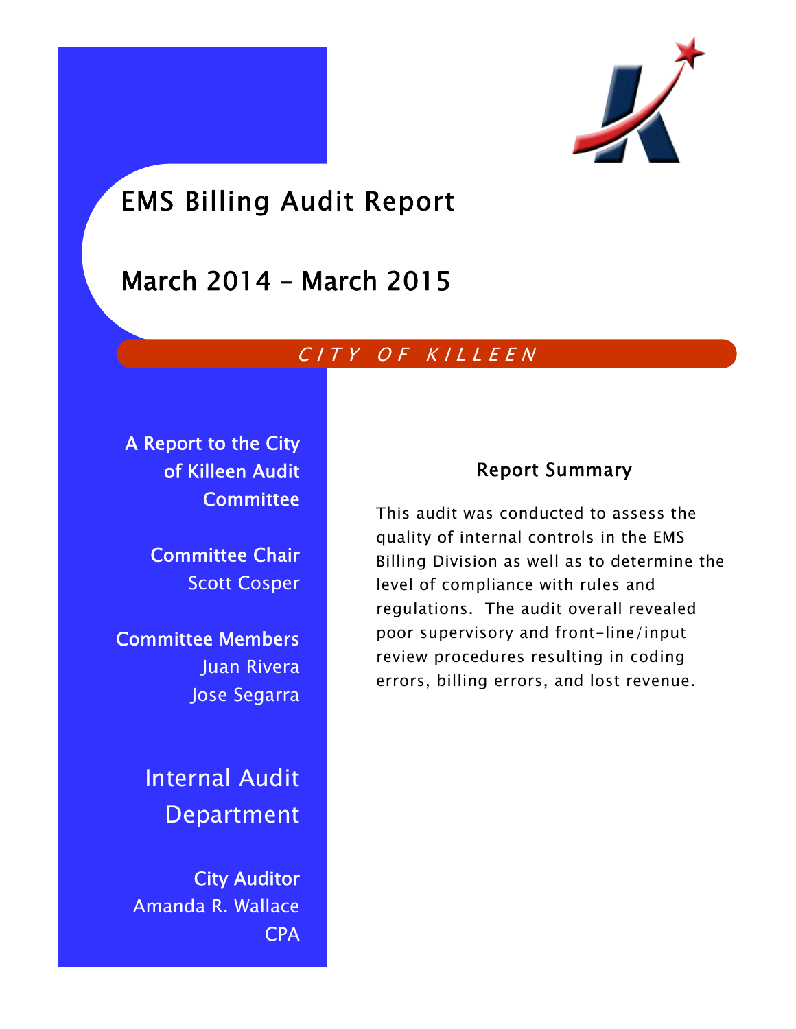# EMS Billing Audit Report

# March 2014 – March 2015

*CITY OF KILLEEN*

**A Report to the City of Killeen Audit Committee**

**Committee Chair**
Scott Cosper

**Committee Members**
Juan Rivera
Jose Segarra

## Internal Audit Department

**City Auditor**
Amanda R. Wallace
CPA

### Report Summary

This audit was conducted to assess the quality of internal controls in the EMS Billing Division as well as to determine the level of compliance with rules and regulations. The audit overall revealed poor supervisory and front-line/input review procedures resulting in coding errors, billing errors, and lost revenue.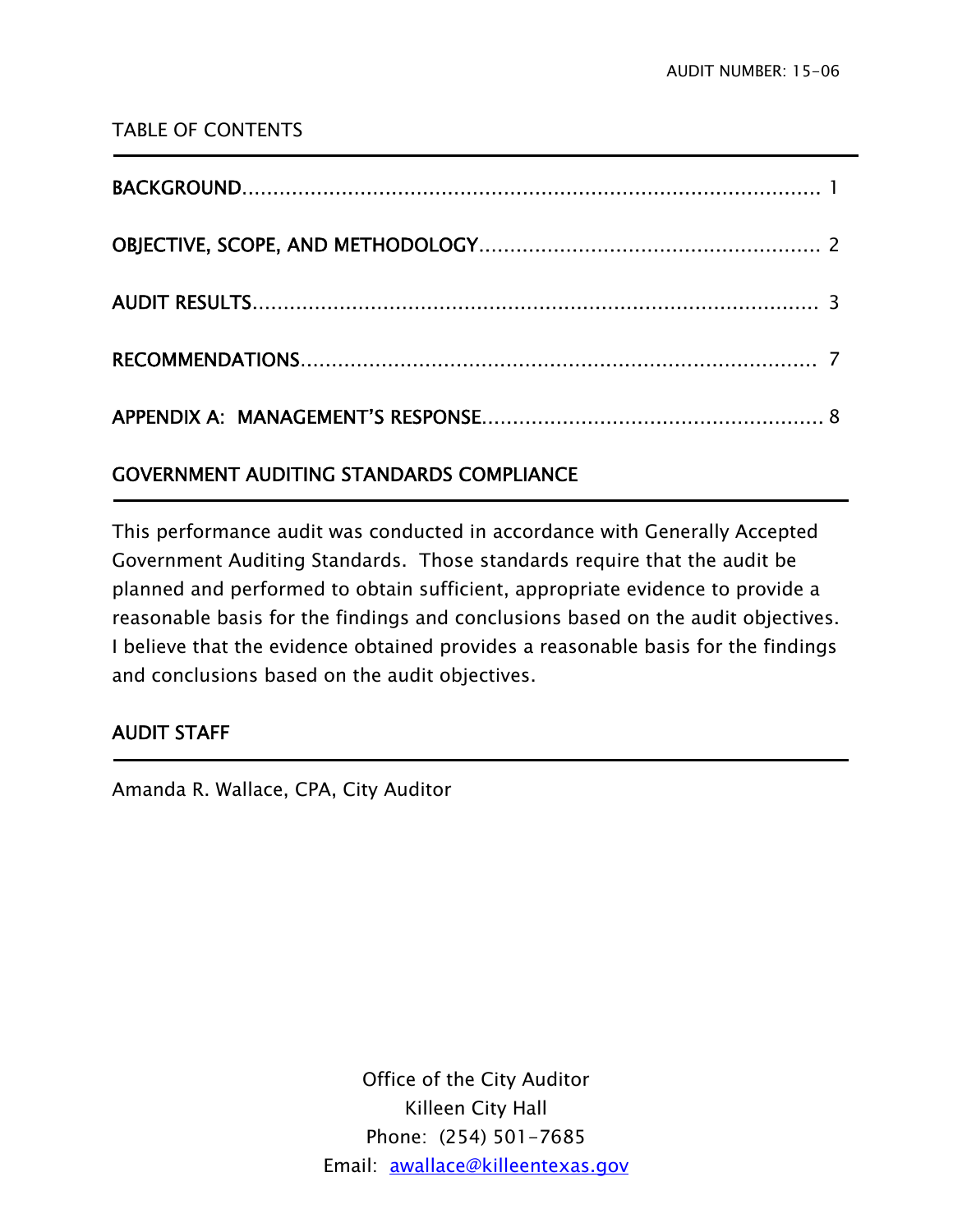## TABLE OF CONTENTS

| | |
|---|---|
| BACKGROUND | 1 |
| OBJECTIVE, SCOPE, AND METHODOLOGY | 2 |
| AUDIT RESULTS | 3 |
| RECOMMENDATIONS | 7 |
| APPENDIX A: MANAGEMENT'S RESPONSE | 8 |

## GOVERNMENT AUDITING STANDARDS COMPLIANCE

This performance audit was conducted in accordance with Generally Accepted Government Auditing Standards. Those standards require that the audit be planned and performed to obtain sufficient, appropriate evidence to provide a reasonable basis for the findings and conclusions based on the audit objectives. I believe that the evidence obtained provides a reasonable basis for the findings and conclusions based on the audit objectives.

## AUDIT STAFF

Amanda R. Wallace, CPA, City Auditor

Office of the City Auditor
Killeen City Hall
Phone: (254) 501-7685
Email: awallace@killeentexas.gov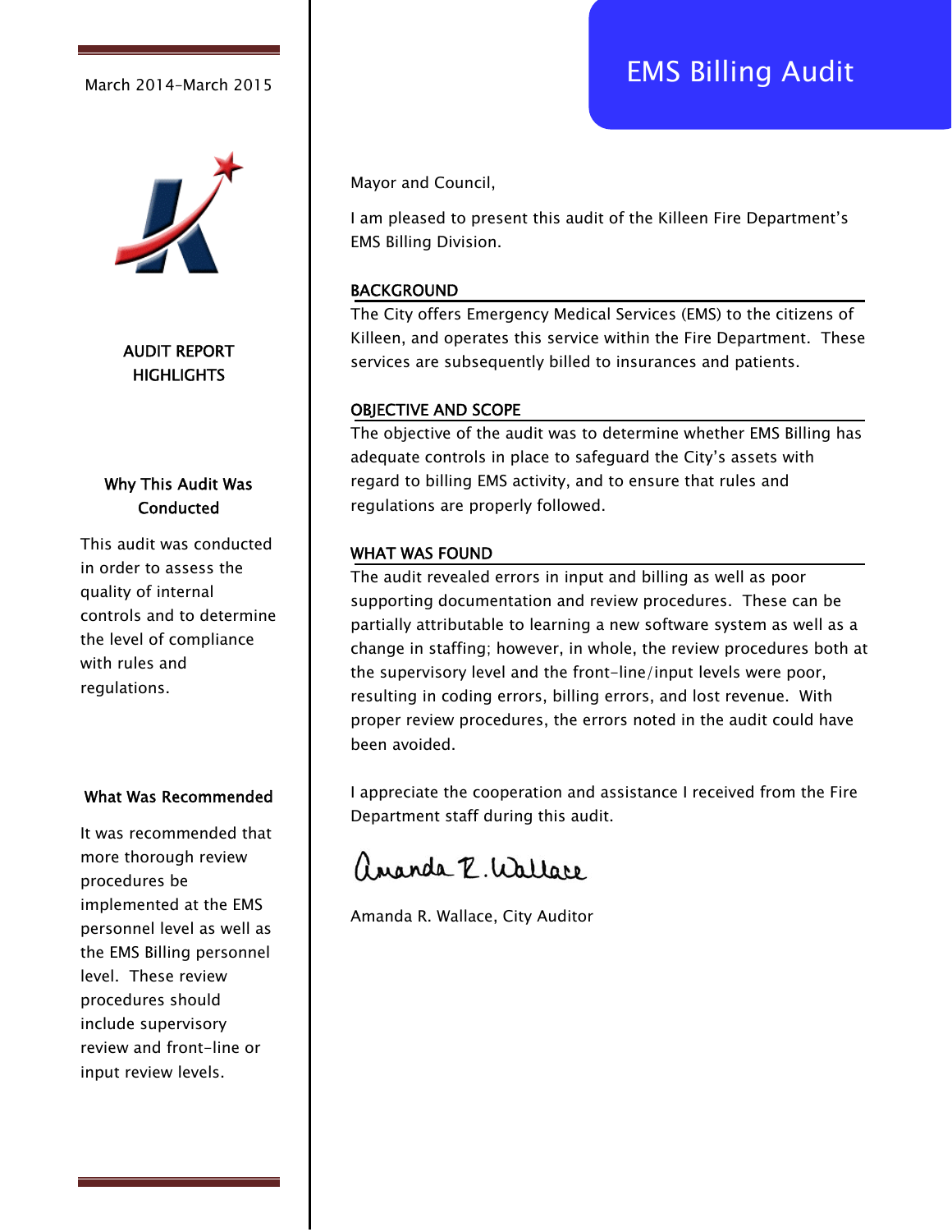# EMS Billing Audit

March 2014-March 2015

AUDIT REPORT HIGHLIGHTS

### Why This Audit Was Conducted

This audit was conducted in order to assess the quality of internal controls and to determine the level of compliance with rules and regulations.

### What Was Recommended

It was recommended that more thorough review procedures be implemented at the EMS personnel level as well as the EMS Billing personnel level. These review procedures should include supervisory review and front-line or input review levels.

Mayor and Council,

I am pleased to present this audit of the Killeen Fire Department's EMS Billing Division.

## BACKGROUND

The City offers Emergency Medical Services (EMS) to the citizens of Killeen, and operates this service within the Fire Department. These services are subsequently billed to insurances and patients.

## OBJECTIVE AND SCOPE

The objective of the audit was to determine whether EMS Billing has adequate controls in place to safeguard the City's assets with regard to billing EMS activity, and to ensure that rules and regulations are properly followed.

## WHAT WAS FOUND

The audit revealed errors in input and billing as well as poor supporting documentation and review procedures. These can be partially attributable to learning a new software system as well as a change in staffing; however, in whole, the review procedures both at the supervisory level and the front-line/input levels were poor, resulting in coding errors, billing errors, and lost revenue. With proper review procedures, the errors noted in the audit could have been avoided.

I appreciate the cooperation and assistance I received from the Fire Department staff during this audit.

Amanda R. Wallace

Amanda R. Wallace, City Auditor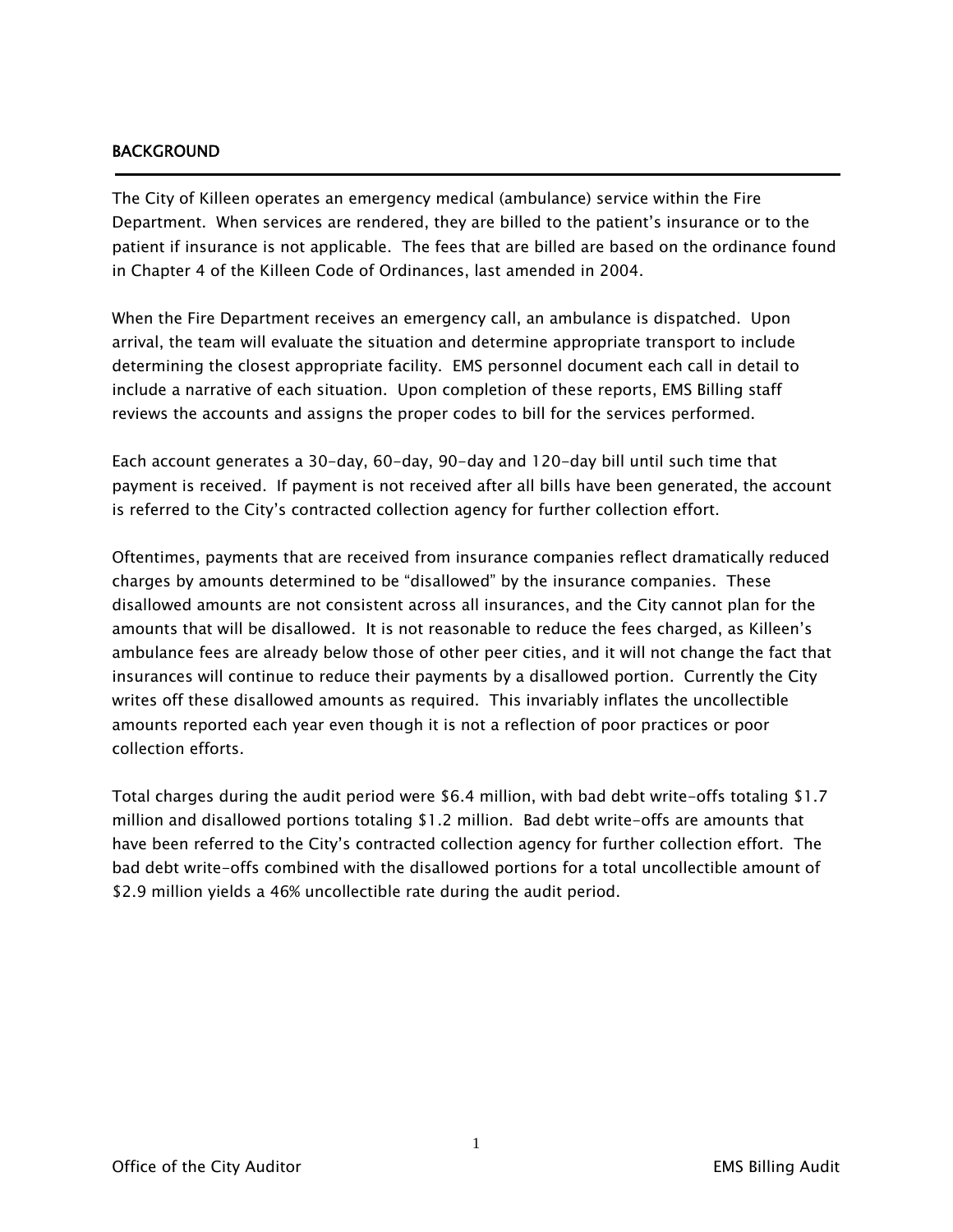## BACKGROUND

The City of Killeen operates an emergency medical (ambulance) service within the Fire Department. When services are rendered, they are billed to the patient's insurance or to the patient if insurance is not applicable. The fees that are billed are based on the ordinance found in Chapter 4 of the Killeen Code of Ordinances, last amended in 2004.

When the Fire Department receives an emergency call, an ambulance is dispatched. Upon arrival, the team will evaluate the situation and determine appropriate transport to include determining the closest appropriate facility. EMS personnel document each call in detail to include a narrative of each situation. Upon completion of these reports, EMS Billing staff reviews the accounts and assigns the proper codes to bill for the services performed.

Each account generates a 30-day, 60-day, 90-day and 120-day bill until such time that payment is received. If payment is not received after all bills have been generated, the account is referred to the City's contracted collection agency for further collection effort.

Oftentimes, payments that are received from insurance companies reflect dramatically reduced charges by amounts determined to be "disallowed" by the insurance companies. These disallowed amounts are not consistent across all insurances, and the City cannot plan for the amounts that will be disallowed. It is not reasonable to reduce the fees charged, as Killeen's ambulance fees are already below those of other peer cities, and it will not change the fact that insurances will continue to reduce their payments by a disallowed portion. Currently the City writes off these disallowed amounts as required. This invariably inflates the uncollectible amounts reported each year even though it is not a reflection of poor practices or poor collection efforts.

Total charges during the audit period were $6.4 million, with bad debt write-offs totaling $1.7 million and disallowed portions totaling $1.2 million. Bad debt write-offs are amounts that have been referred to the City's contracted collection agency for further collection effort. The bad debt write-offs combined with the disallowed portions for a total uncollectible amount of $2.9 million yields a 46% uncollectible rate during the audit period.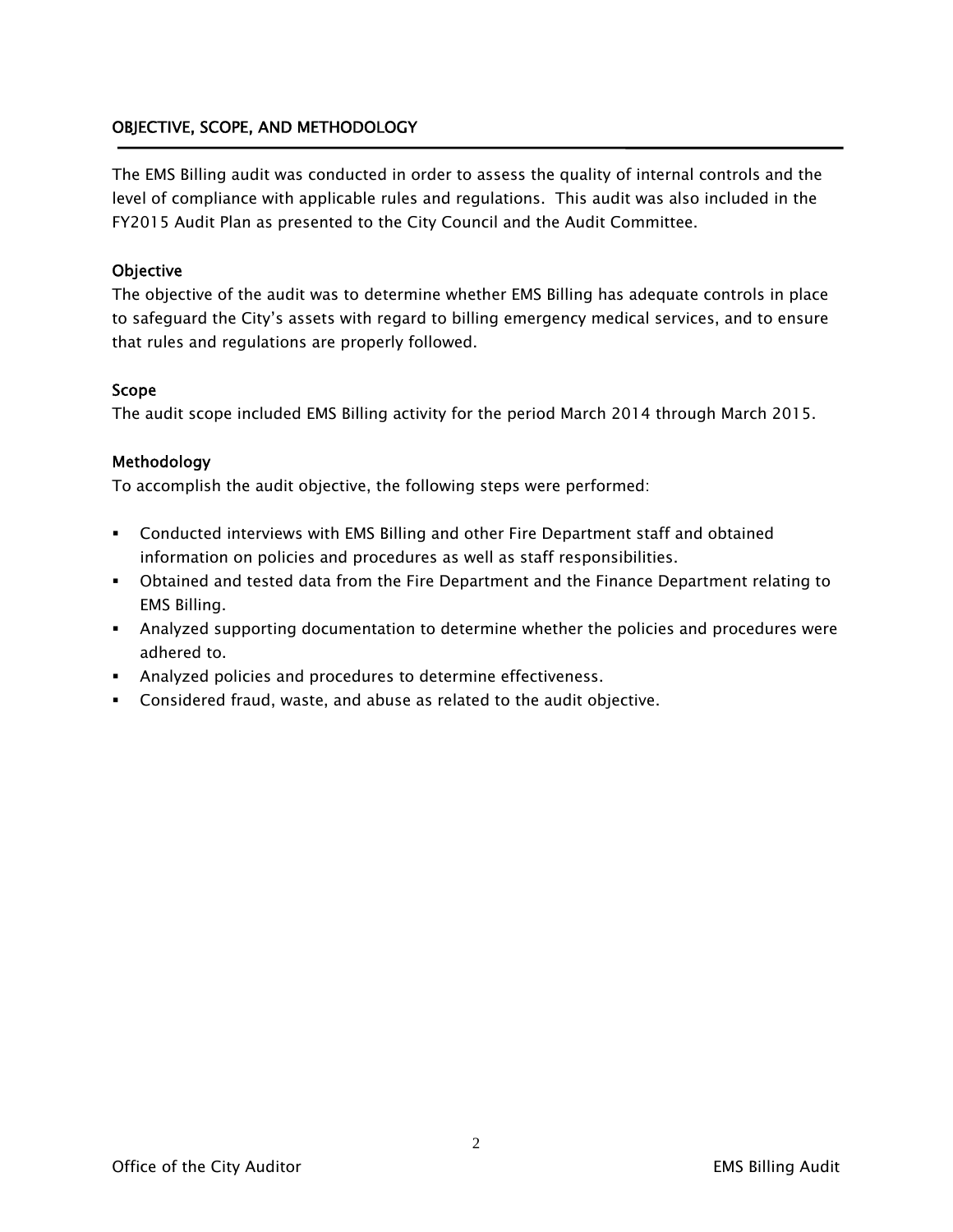## OBJECTIVE, SCOPE, AND METHODOLOGY

The EMS Billing audit was conducted in order to assess the quality of internal controls and the level of compliance with applicable rules and regulations. This audit was also included in the FY2015 Audit Plan as presented to the City Council and the Audit Committee.

### Objective

The objective of the audit was to determine whether EMS Billing has adequate controls in place to safeguard the City's assets with regard to billing emergency medical services, and to ensure that rules and regulations are properly followed.

### Scope

The audit scope included EMS Billing activity for the period March 2014 through March 2015.

### Methodology

To accomplish the audit objective, the following steps were performed:

- Conducted interviews with EMS Billing and other Fire Department staff and obtained information on policies and procedures as well as staff responsibilities.
- Obtained and tested data from the Fire Department and the Finance Department relating to EMS Billing.
- Analyzed supporting documentation to determine whether the policies and procedures were adhered to.
- Analyzed policies and procedures to determine effectiveness.
- Considered fraud, waste, and abuse as related to the audit objective.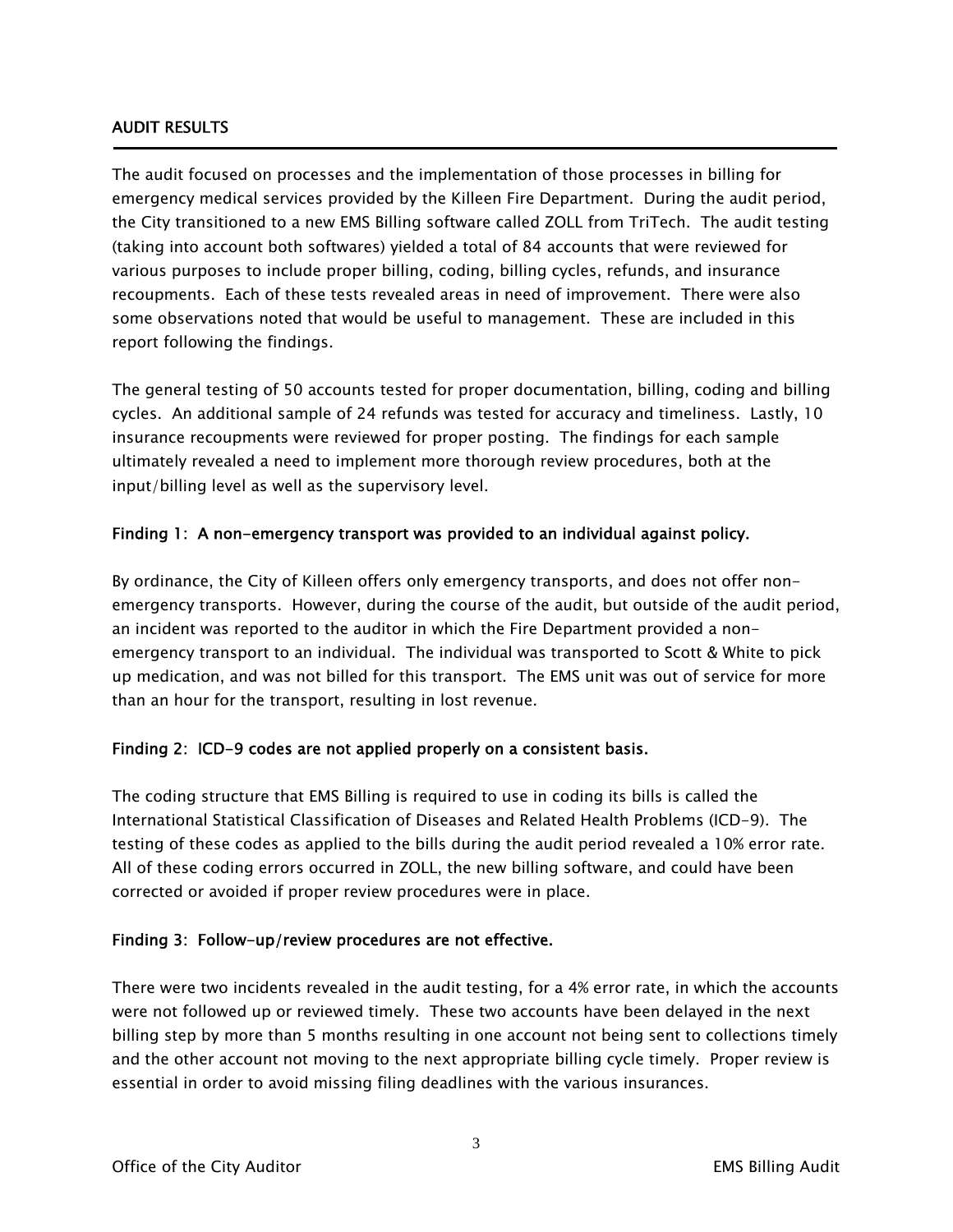## AUDIT RESULTS

The audit focused on processes and the implementation of those processes in billing for emergency medical services provided by the Killeen Fire Department. During the audit period, the City transitioned to a new EMS Billing software called ZOLL from TriTech. The audit testing (taking into account both softwares) yielded a total of 84 accounts that were reviewed for various purposes to include proper billing, coding, billing cycles, refunds, and insurance recoupments. Each of these tests revealed areas in need of improvement. There were also some observations noted that would be useful to management. These are included in this report following the findings.

The general testing of 50 accounts tested for proper documentation, billing, coding and billing cycles. An additional sample of 24 refunds was tested for accuracy and timeliness. Lastly, 10 insurance recoupments were reviewed for proper posting. The findings for each sample ultimately revealed a need to implement more thorough review procedures, both at the input/billing level as well as the supervisory level.

### Finding 1: A non-emergency transport was provided to an individual against policy.

By ordinance, the City of Killeen offers only emergency transports, and does not offer non-emergency transports. However, during the course of the audit, but outside of the audit period, an incident was reported to the auditor in which the Fire Department provided a non-emergency transport to an individual. The individual was transported to Scott & White to pick up medication, and was not billed for this transport. The EMS unit was out of service for more than an hour for the transport, resulting in lost revenue.

### Finding 2: ICD-9 codes are not applied properly on a consistent basis.

The coding structure that EMS Billing is required to use in coding its bills is called the International Statistical Classification of Diseases and Related Health Problems (ICD-9). The testing of these codes as applied to the bills during the audit period revealed a 10% error rate. All of these coding errors occurred in ZOLL, the new billing software, and could have been corrected or avoided if proper review procedures were in place.

### Finding 3: Follow-up/review procedures are not effective.

There were two incidents revealed in the audit testing, for a 4% error rate, in which the accounts were not followed up or reviewed timely. These two accounts have been delayed in the next billing step by more than 5 months resulting in one account not being sent to collections timely and the other account not moving to the next appropriate billing cycle timely. Proper review is essential in order to avoid missing filing deadlines with the various insurances.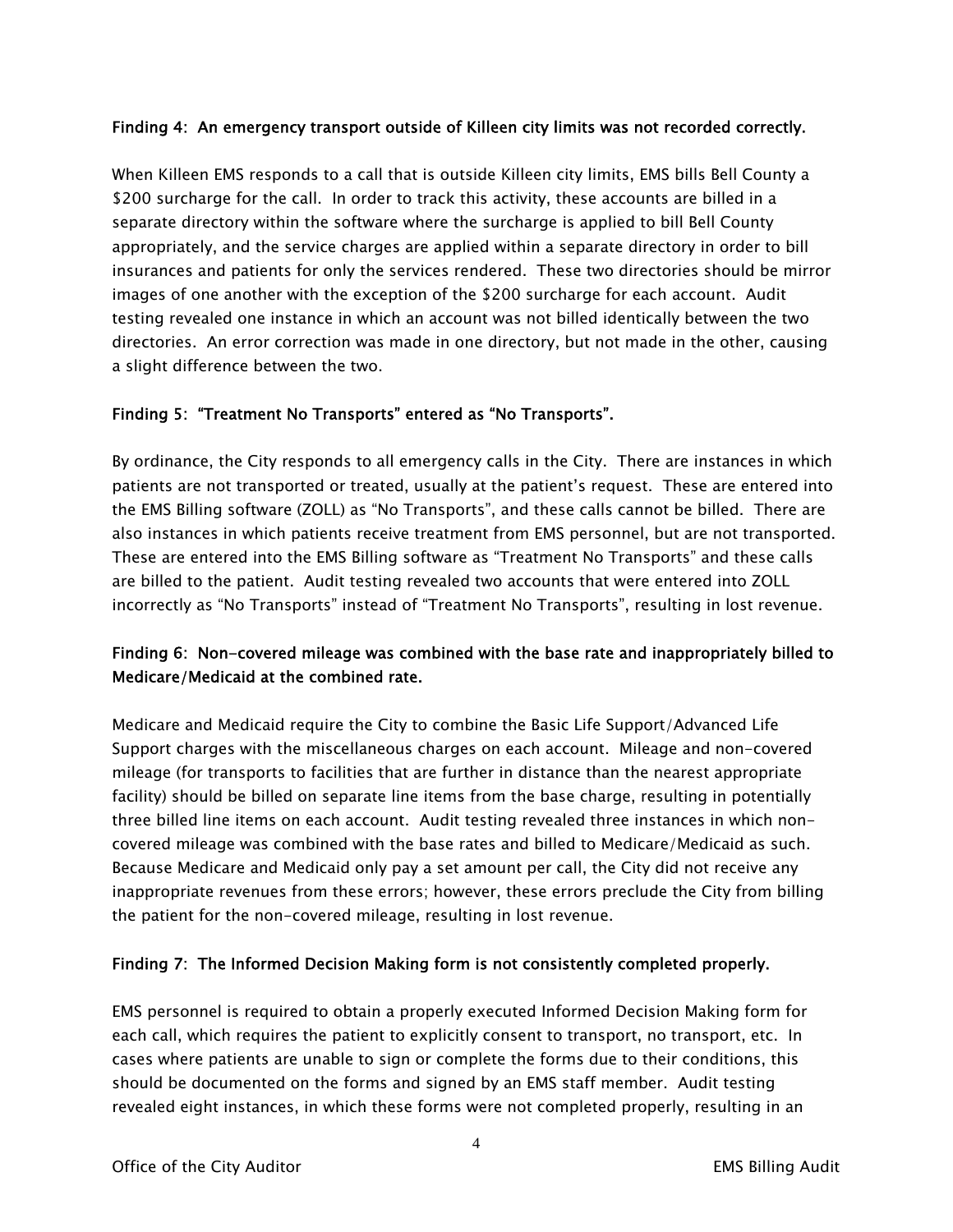**Finding 4: An emergency transport outside of Killeen city limits was not recorded correctly.**

When Killeen EMS responds to a call that is outside Killeen city limits, EMS bills Bell County a $200 surcharge for the call. In order to track this activity, these accounts are billed in a separate directory within the software where the surcharge is applied to bill Bell County appropriately, and the service charges are applied within a separate directory in order to bill insurances and patients for only the services rendered. These two directories should be mirror images of one another with the exception of the $200 surcharge for each account. Audit testing revealed one instance in which an account was not billed identically between the two directories. An error correction was made in one directory, but not made in the other, causing a slight difference between the two.

**Finding 5: "Treatment No Transports" entered as "No Transports".**

By ordinance, the City responds to all emergency calls in the City. There are instances in which patients are not transported or treated, usually at the patient's request. These are entered into the EMS Billing software (ZOLL) as "No Transports", and these calls cannot be billed. There are also instances in which patients receive treatment from EMS personnel, but are not transported. These are entered into the EMS Billing software as "Treatment No Transports" and these calls are billed to the patient. Audit testing revealed two accounts that were entered into ZOLL incorrectly as "No Transports" instead of "Treatment No Transports", resulting in lost revenue.

**Finding 6: Non-covered mileage was combined with the base rate and inappropriately billed to Medicare/Medicaid at the combined rate.**

Medicare and Medicaid require the City to combine the Basic Life Support/Advanced Life Support charges with the miscellaneous charges on each account. Mileage and non-covered mileage (for transports to facilities that are further in distance than the nearest appropriate facility) should be billed on separate line items from the base charge, resulting in potentially three billed line items on each account. Audit testing revealed three instances in which non-covered mileage was combined with the base rates and billed to Medicare/Medicaid as such. Because Medicare and Medicaid only pay a set amount per call, the City did not receive any inappropriate revenues from these errors; however, these errors preclude the City from billing the patient for the non-covered mileage, resulting in lost revenue.

**Finding 7: The Informed Decision Making form is not consistently completed properly.**

EMS personnel is required to obtain a properly executed Informed Decision Making form for each call, which requires the patient to explicitly consent to transport, no transport, etc. In cases where patients are unable to sign or complete the forms due to their conditions, this should be documented on the forms and signed by an EMS staff member. Audit testing revealed eight instances, in which these forms were not completed properly, resulting in an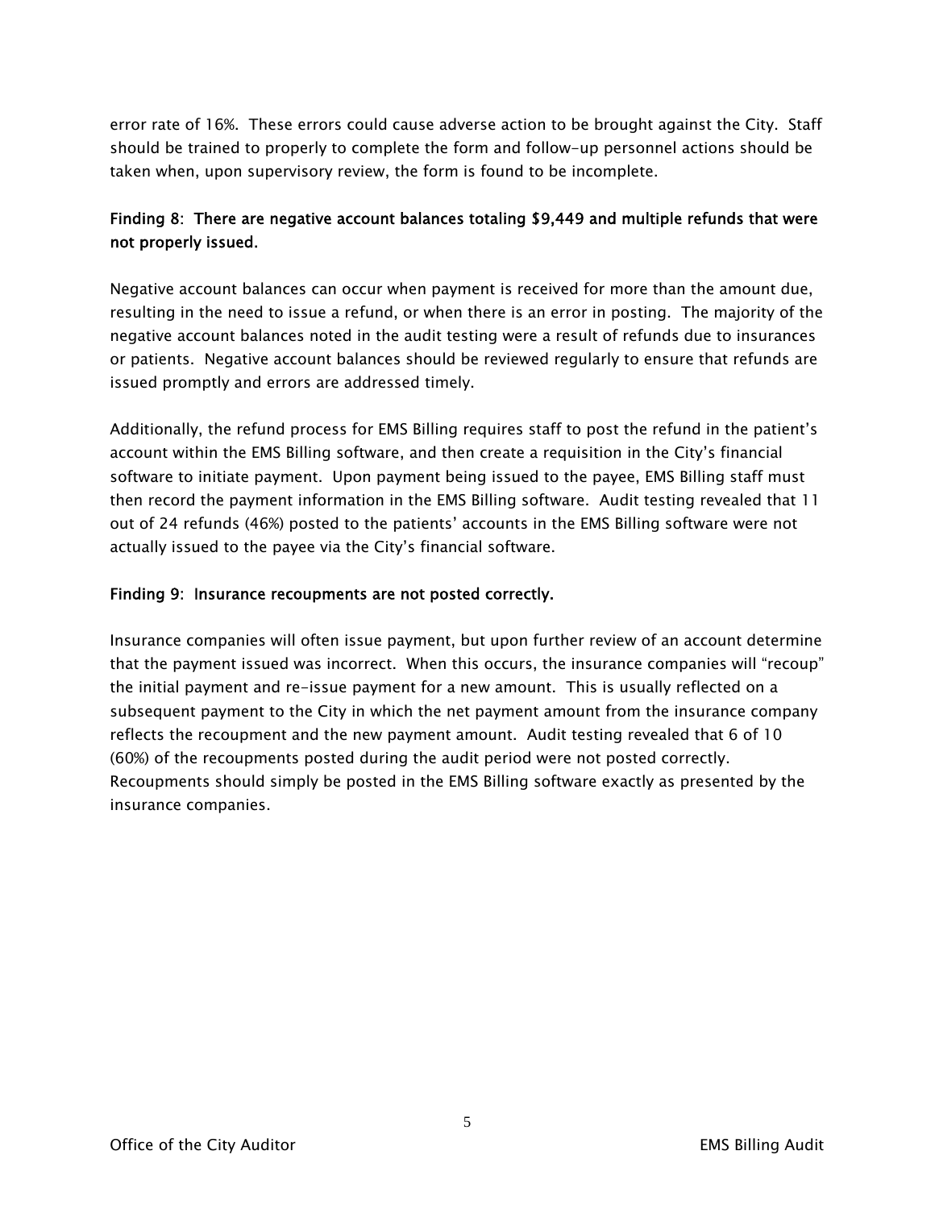error rate of 16%. These errors could cause adverse action to be brought against the City. Staff should be trained to properly to complete the form and follow-up personnel actions should be taken when, upon supervisory review, the form is found to be incomplete.

**Finding 8: There are negative account balances totaling $9,449 and multiple refunds that were not properly issued.**

Negative account balances can occur when payment is received for more than the amount due, resulting in the need to issue a refund, or when there is an error in posting. The majority of the negative account balances noted in the audit testing were a result of refunds due to insurances or patients. Negative account balances should be reviewed regularly to ensure that refunds are issued promptly and errors are addressed timely.

Additionally, the refund process for EMS Billing requires staff to post the refund in the patient's account within the EMS Billing software, and then create a requisition in the City's financial software to initiate payment. Upon payment being issued to the payee, EMS Billing staff must then record the payment information in the EMS Billing software. Audit testing revealed that 11 out of 24 refunds (46%) posted to the patients' accounts in the EMS Billing software were not actually issued to the payee via the City's financial software.

**Finding 9: Insurance recoupments are not posted correctly.**

Insurance companies will often issue payment, but upon further review of an account determine that the payment issued was incorrect. When this occurs, the insurance companies will "recoup" the initial payment and re-issue payment for a new amount. This is usually reflected on a subsequent payment to the City in which the net payment amount from the insurance company reflects the recoupment and the new payment amount. Audit testing revealed that 6 of 10 (60%) of the recoupments posted during the audit period were not posted correctly. Recoupments should simply be posted in the EMS Billing software exactly as presented by the insurance companies.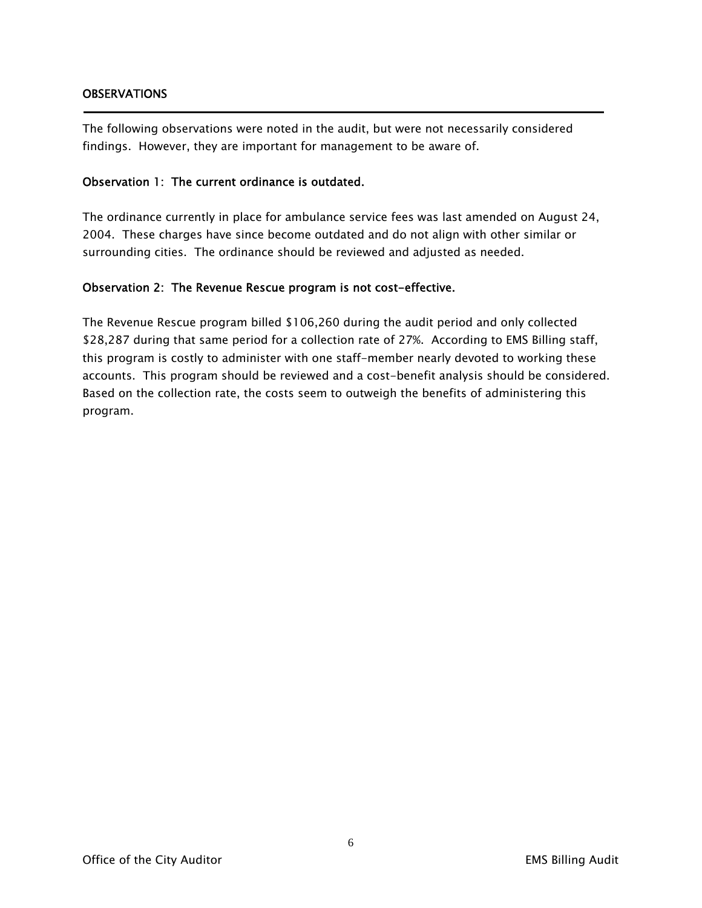## OBSERVATIONS

The following observations were noted in the audit, but were not necessarily considered findings. However, they are important for management to be aware of.

### Observation 1: The current ordinance is outdated.

The ordinance currently in place for ambulance service fees was last amended on August 24, 2004. These charges have since become outdated and do not align with other similar or surrounding cities. The ordinance should be reviewed and adjusted as needed.

### Observation 2: The Revenue Rescue program is not cost-effective.

The Revenue Rescue program billed $106,260 during the audit period and only collected $28,287 during that same period for a collection rate of 27%. According to EMS Billing staff, this program is costly to administer with one staff-member nearly devoted to working these accounts. This program should be reviewed and a cost-benefit analysis should be considered. Based on the collection rate, the costs seem to outweigh the benefits of administering this program.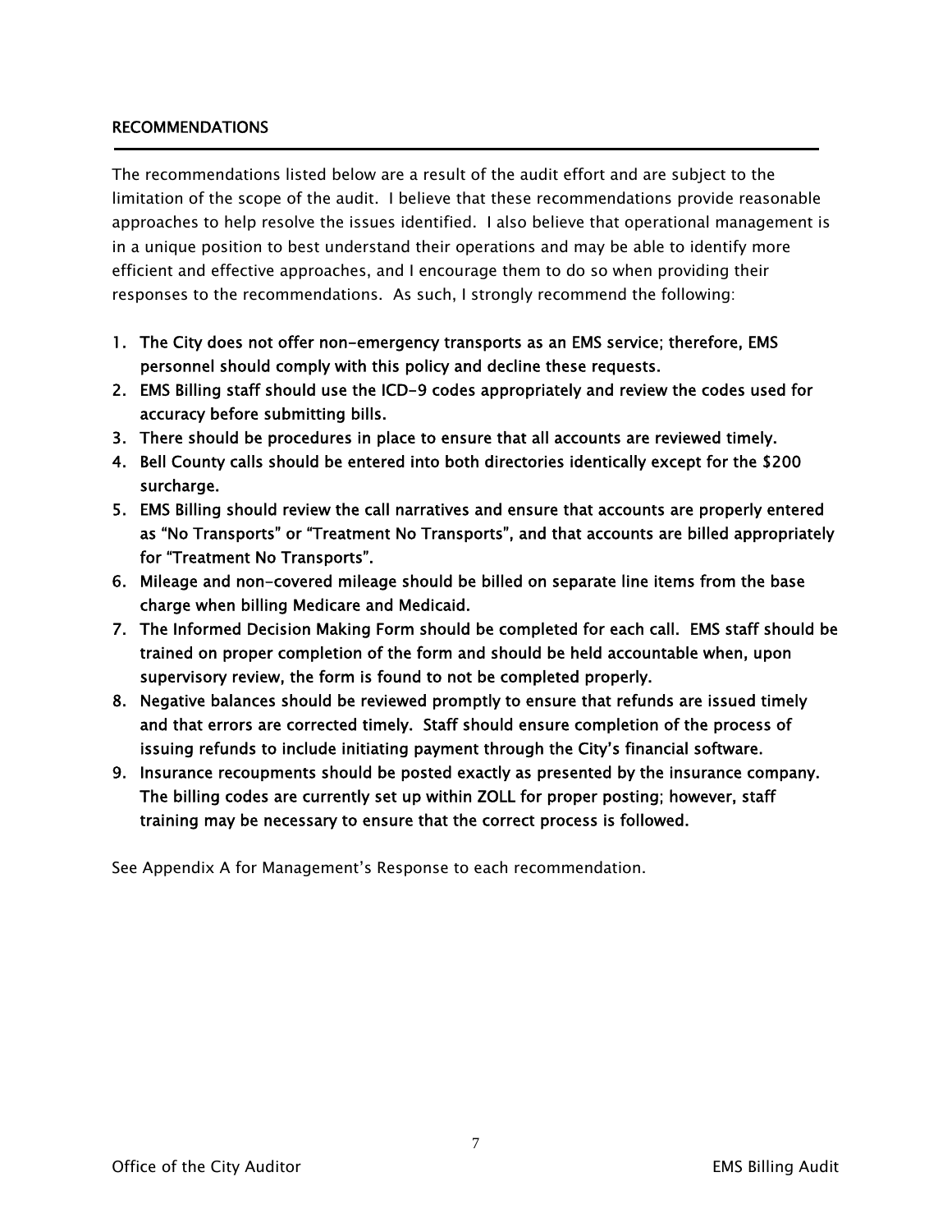## RECOMMENDATIONS

The recommendations listed below are a result of the audit effort and are subject to the limitation of the scope of the audit. I believe that these recommendations provide reasonable approaches to help resolve the issues identified. I also believe that operational management is in a unique position to best understand their operations and may be able to identify more efficient and effective approaches, and I encourage them to do so when providing their responses to the recommendations. As such, I strongly recommend the following:

1. **The City does not offer non-emergency transports as an EMS service; therefore, EMS personnel should comply with this policy and decline these requests.**
2. **EMS Billing staff should use the ICD-9 codes appropriately and review the codes used for accuracy before submitting bills.**
3. **There should be procedures in place to ensure that all accounts are reviewed timely.**
4. **Bell County calls should be entered into both directories identically except for the $200 surcharge.**
5. **EMS Billing should review the call narratives and ensure that accounts are properly entered as "No Transports" or "Treatment No Transports", and that accounts are billed appropriately for "Treatment No Transports".**
6. **Mileage and non-covered mileage should be billed on separate line items from the base charge when billing Medicare and Medicaid.**
7. **The Informed Decision Making Form should be completed for each call. EMS staff should be trained on proper completion of the form and should be held accountable when, upon supervisory review, the form is found to not be completed properly.**
8. **Negative balances should be reviewed promptly to ensure that refunds are issued timely and that errors are corrected timely. Staff should ensure completion of the process of issuing refunds to include initiating payment through the City's financial software.**
9. **Insurance recoupments should be posted exactly as presented by the insurance company. The billing codes are currently set up within ZOLL for proper posting; however, staff training may be necessary to ensure that the correct process is followed.**

See Appendix A for Management's Response to each recommendation.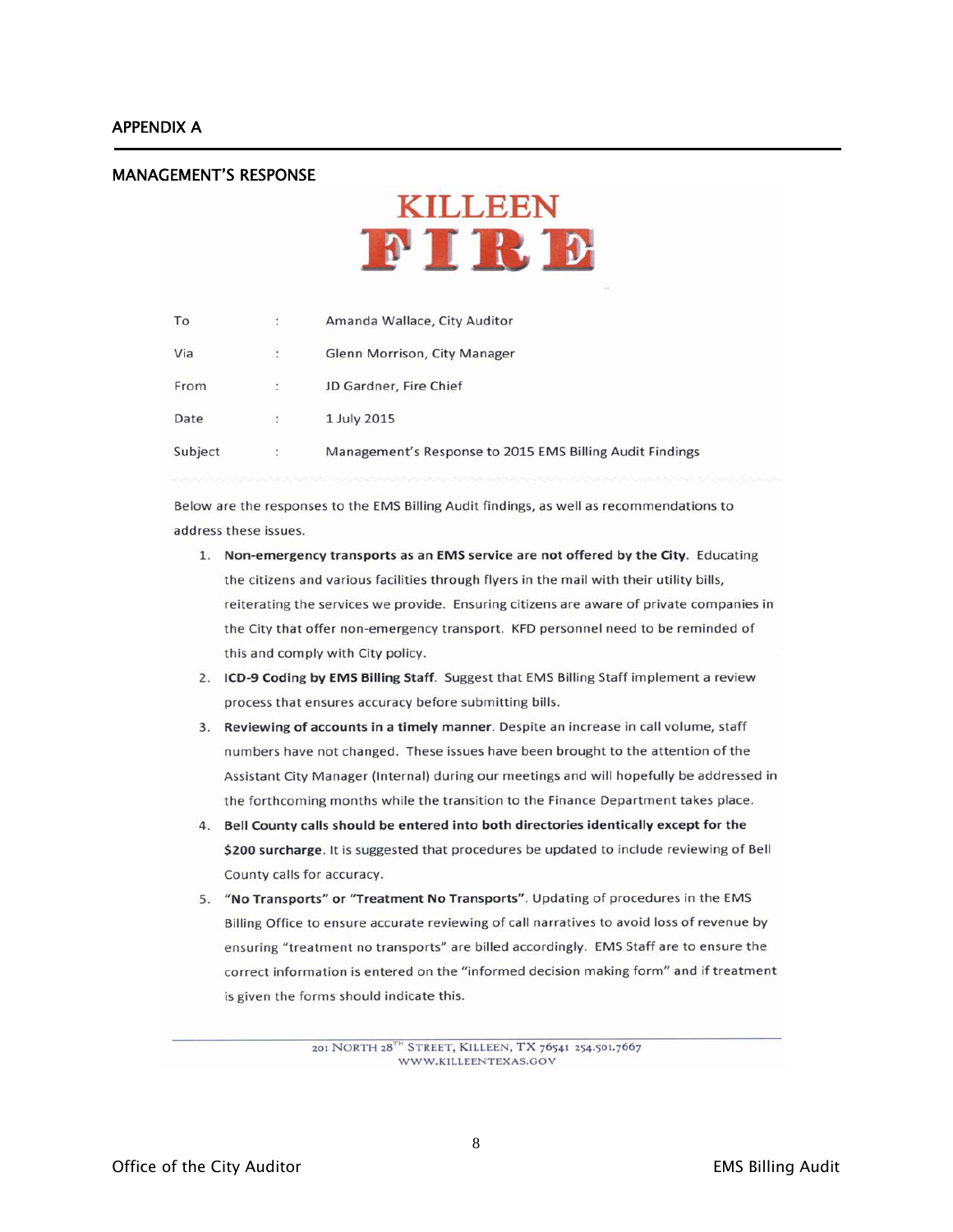## APPENDIX A

## MANAGEMENT'S RESPONSE

KILLEEN

FIRE

| | | |
|---|---|---|
| To | : | Amanda Wallace, City Auditor |
| Via | : | Glenn Morrison, City Manager |
| From | : | JD Gardner, Fire Chief |
| Date | : | 1 July 2015 |
| Subject | : | Management's Response to 2015 EMS Billing Audit Findings |

Below are the responses to the EMS Billing Audit findings, as well as recommendations to address these issues.

1. **Non-emergency transports as an EMS service are not offered by the City**. Educating the citizens and various facilities through flyers in the mail with their utility bills, reiterating the services we provide. Ensuring citizens are aware of private companies in the City that offer non-emergency transport. KFD personnel need to be reminded of this and comply with City policy.
2. **ICD-9 Coding by EMS Billing Staff**. Suggest that EMS Billing Staff implement a review process that ensures accuracy before submitting bills.
3. **Reviewing of accounts in a timely manner**. Despite an increase in call volume, staff numbers have not changed. These issues have been brought to the attention of the Assistant City Manager (Internal) during our meetings and will hopefully be addressed in the forthcoming months while the transition to the Finance Department takes place.
4. **Bell County calls should be entered into both directories identically except for the $200 surcharge**. It is suggested that procedures be updated to include reviewing of Bell County calls for accuracy.
5. **"No Transports" or "Treatment No Transports"**. Updating of procedures in the EMS Billing Office to ensure accurate reviewing of call narratives to avoid loss of revenue by ensuring "treatment no transports" are billed accordingly. EMS Staff are to ensure the correct information is entered on the "informed decision making form" and if treatment is given the forms should indicate this.

201 NORTH 28TH STREET, KILLEEN, TX 76541 254.501.7667
WWW.KILLEENTEXAS.GOV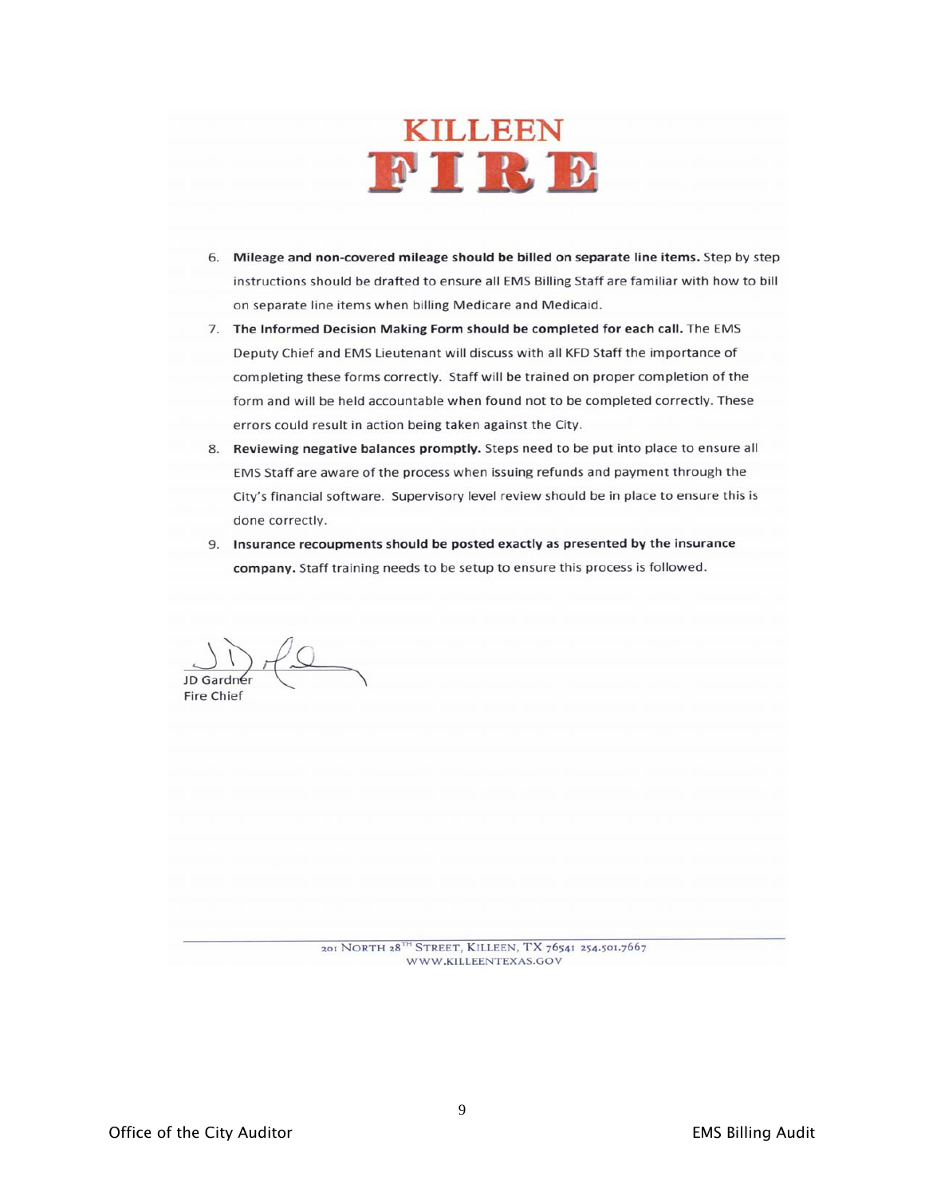# KILLEEN FIRE

6. **Mileage and non-covered mileage should be billed on separate line items.** Step by step instructions should be drafted to ensure all EMS Billing Staff are familiar with how to bill on separate line items when billing Medicare and Medicaid.
7. **The Informed Decision Making Form should be completed for each call.** The EMS Deputy Chief and EMS Lieutenant will discuss with all KFD Staff the importance of completing these forms correctly. Staff will be trained on proper completion of the form and will be held accountable when found not to be completed correctly. These errors could result in action being taken against the City.
8. **Reviewing negative balances promptly.** Steps need to be put into place to ensure all EMS Staff are aware of the process when issuing refunds and payment through the City's financial software. Supervisory level review should be in place to ensure this is done correctly.
9. **Insurance recoupments should be posted exactly as presented by the insurance company.** Staff training needs to be setup to ensure this process is followed.

JD Gardner
Fire Chief

201 NORTH 28TH STREET, KILLEEN, TX 76541 254.501.7667
WWW.KILLEENTEXAS.GOV